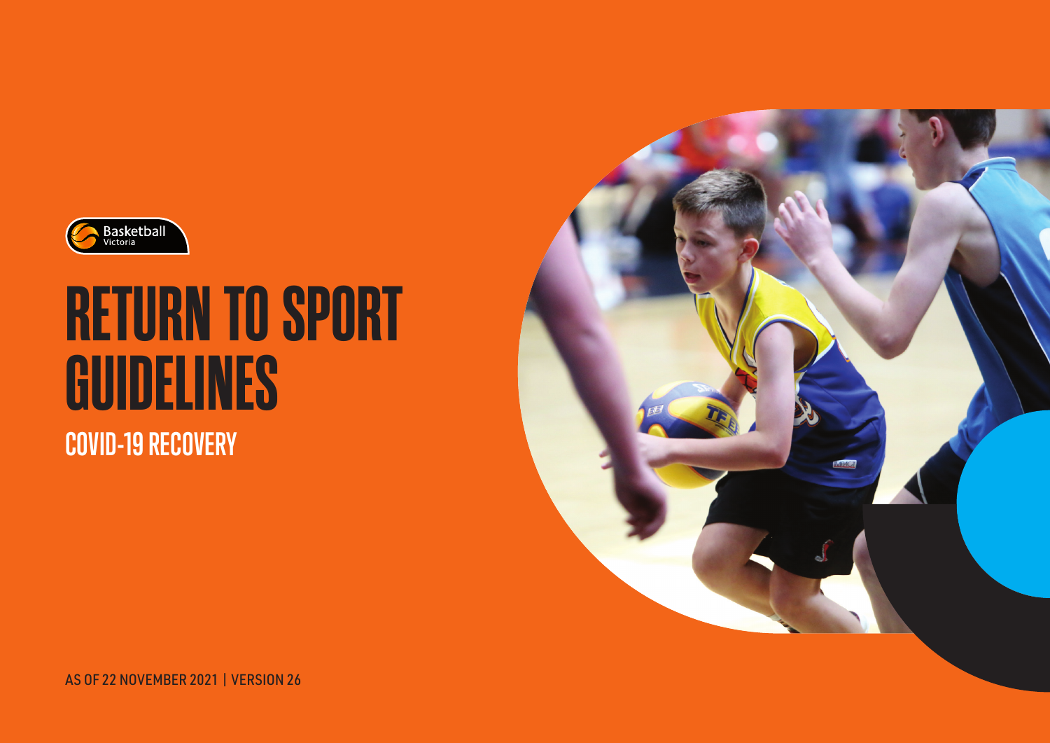Basketball Victoria

# RETURN TO SPORT GUIDELINES

## COVID-19 RECOVERY

AS OF 22 NOVEMBER 2021 | VERSION 26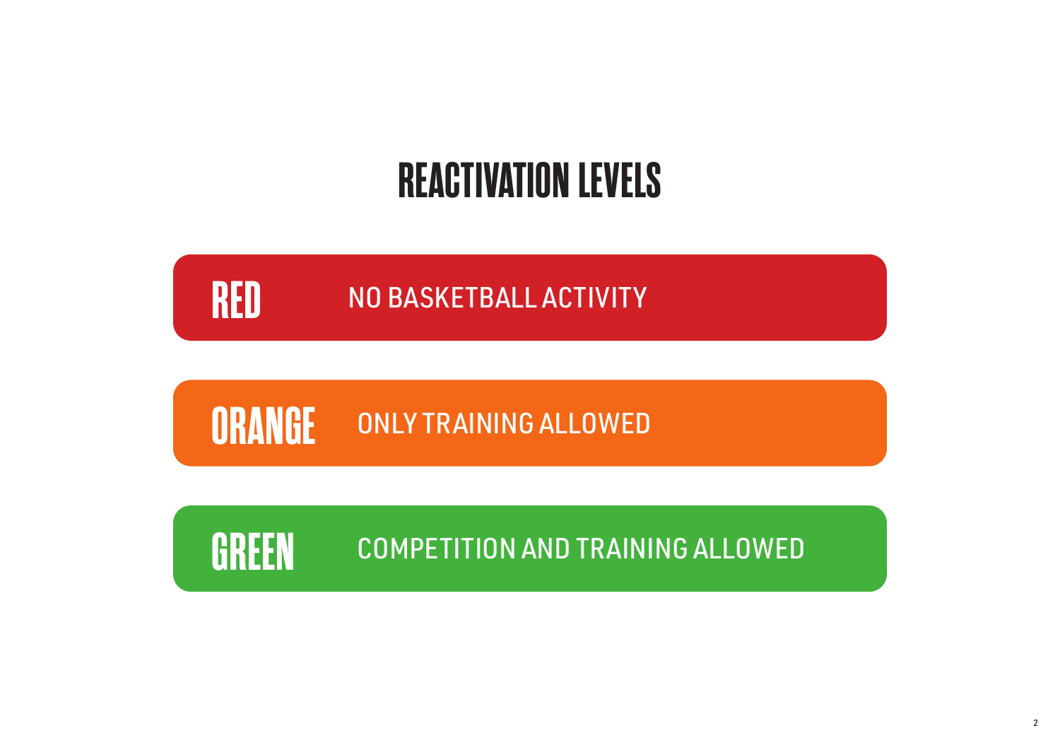# REACTIVATION LEVELS

| Level | Description |
| --- | --- |
| **RED** | NO BASKETBALL ACTIVITY |
| **ORANGE** | ONLY TRAINING ALLOWED |
| **GREEN** | COMPETITION AND TRAINING ALLOWED |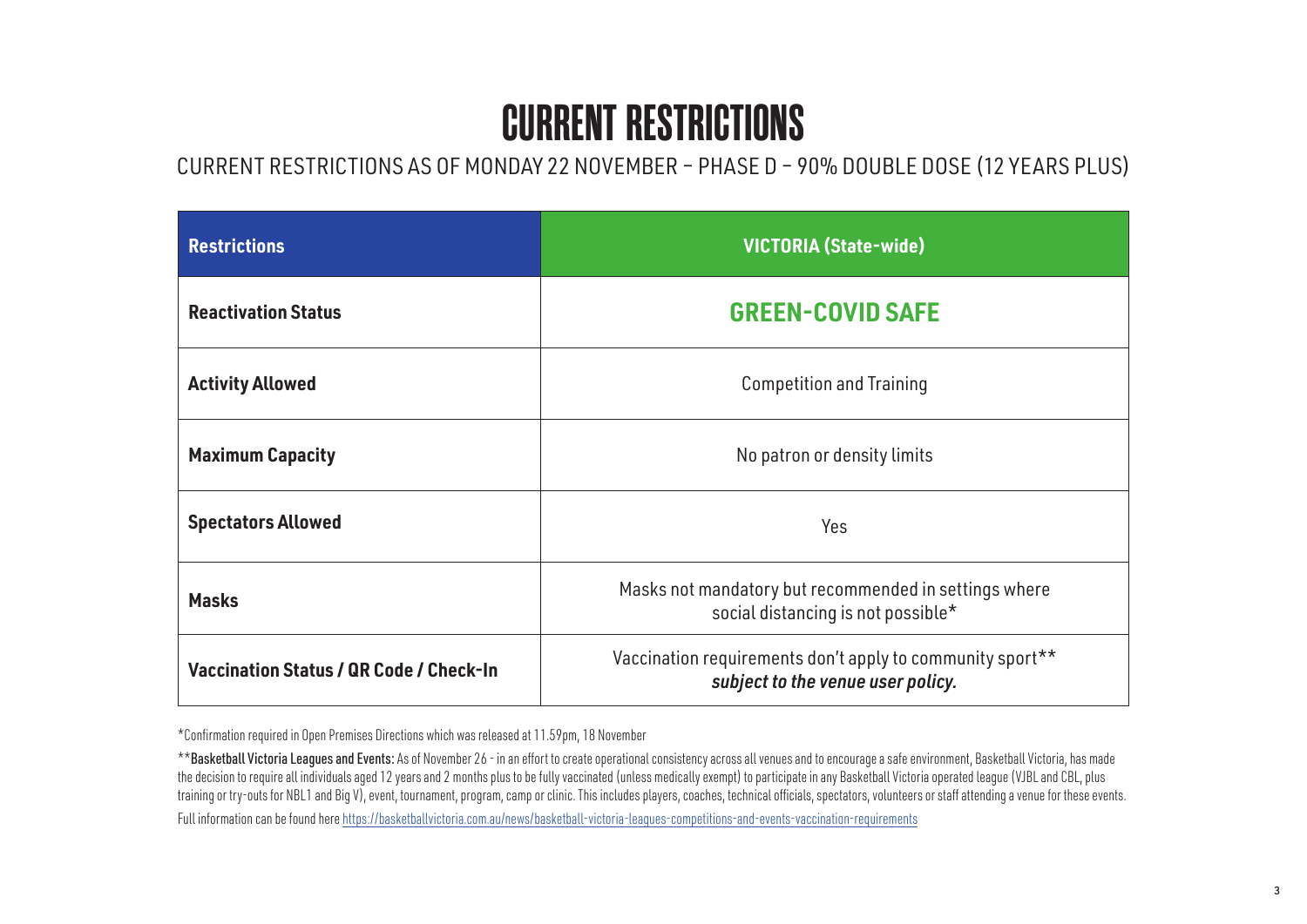# CURRENT RESTRICTIONS

CURRENT RESTRICTIONS AS OF MONDAY 22 NOVEMBER – PHASE D – 90% DOUBLE DOSE (12 YEARS PLUS)

| **Restrictions** | **VICTORIA (State-wide)** |
|---|---|
| **Reactivation Status** | **GREEN-COVID SAFE** |
| **Activity Allowed** | Competition and Training |
| **Maximum Capacity** | No patron or density limits |
| **Spectators Allowed** | Yes |
| **Masks** | Masks not mandatory but recommended in settings where social distancing is not possible* |
| **Vaccination Status / QR Code / Check-In** | Vaccination requirements don't apply to community sport** ***subject to the venue user policy.*** |

*Confirmation required in Open Premises Directions which was released at 11.59pm, 18 November

**Basketball Victoria Leagues and Events: As of November 26 - in an effort to create operational consistency across all venues and to encourage a safe environment, Basketball Victoria, has made the decision to require all individuals aged 12 years and 2 months plus to be fully vaccinated (unless medically exempt) to participate in any Basketball Victoria operated league (VJBL and CBL, plus training or try-outs for NBL1 and Big V), event, tournament, program, camp or clinic. This includes players, coaches, technical officials, spectators, volunteers or staff attending a venue for these events.

Full information can be found here https://basketballvictoria.com.au/news/basketball-victoria-leagues-competitions-and-events-vaccination-requirements